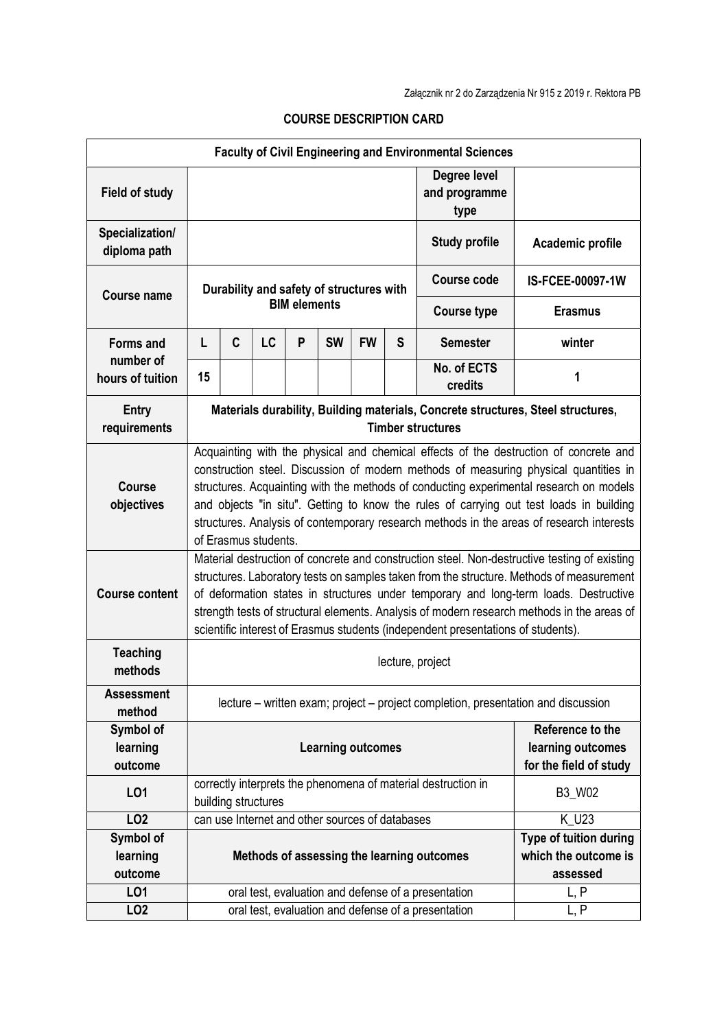Załącznik nr 2 do Zarządzenia Nr 915 z 2019 r. Rektora PB

# COURSE DESCRIPTION CARD

| Faculty of Civil Engineering and Environmental Sciences | | | | | | | | | |
|---|---|---|---|---|---|---|---|---|---|
| **Field of study** | | | | | | | | **Degree level and programme type** | |
| **Specialization/ diploma path** | | | | | | | | **Study profile** | **Academic profile** |
| **Course name** | **Durability and safety of structures with BIM elements** | | | | | | | **Course code** | **IS-FCEE-00097-1W** |
| | | | | | | | | **Course type** | **Erasmus** |
| **Forms and number of hours of tuition** | **L** | **C** | **LC** | **P** | **SW** | **FW** | **S** | **Semester** | **winter** |
| | **15** | | | | | | | **No. of ECTS credits** | **1** |
| **Entry requirements** | **Materials durability, Building materials, Concrete structures, Steel structures, Timber structures** | | | | | | | | |
| **Course objectives** | Acquainting with the physical and chemical effects of the destruction of concrete and construction steel. Discussion of modern methods of measuring physical quantities in structures. Acquainting with the methods of conducting experimental research on models and objects "in situ". Getting to know the rules of carrying out test loads in building structures. Analysis of contemporary research methods in the areas of research interests of Erasmus students. | | | | | | | | |
| **Course content** | Material destruction of concrete and construction steel. Non-destructive testing of existing structures. Laboratory tests on samples taken from the structure. Methods of measurement of deformation states in structures under temporary and long-term loads. Destructive strength tests of structural elements. Analysis of modern research methods in the areas of scientific interest of Erasmus students (independent presentations of students). | | | | | | | | |
| **Teaching methods** | lecture, project | | | | | | | | |
| **Assessment method** | lecture – written exam; project – project completion, presentation and discussion | | | | | | | | |
| **Symbol of learning outcome** | **Learning outcomes** | | | | | | | | **Reference to the learning outcomes for the field of study** |
| **LO1** | correctly interprets the phenomena of material destruction in building structures | | | | | | | | B3_W02 |
| **LO2** | can use Internet and other sources of databases | | | | | | | | K_U23 |
| **Symbol of learning outcome** | **Methods of assessing the learning outcomes** | | | | | | | | **Type of tuition during which the outcome is assessed** |
| **LO1** | oral test, evaluation and defense of a presentation | | | | | | | | L, P |
| **LO2** | oral test, evaluation and defense of a presentation | | | | | | | | L, P |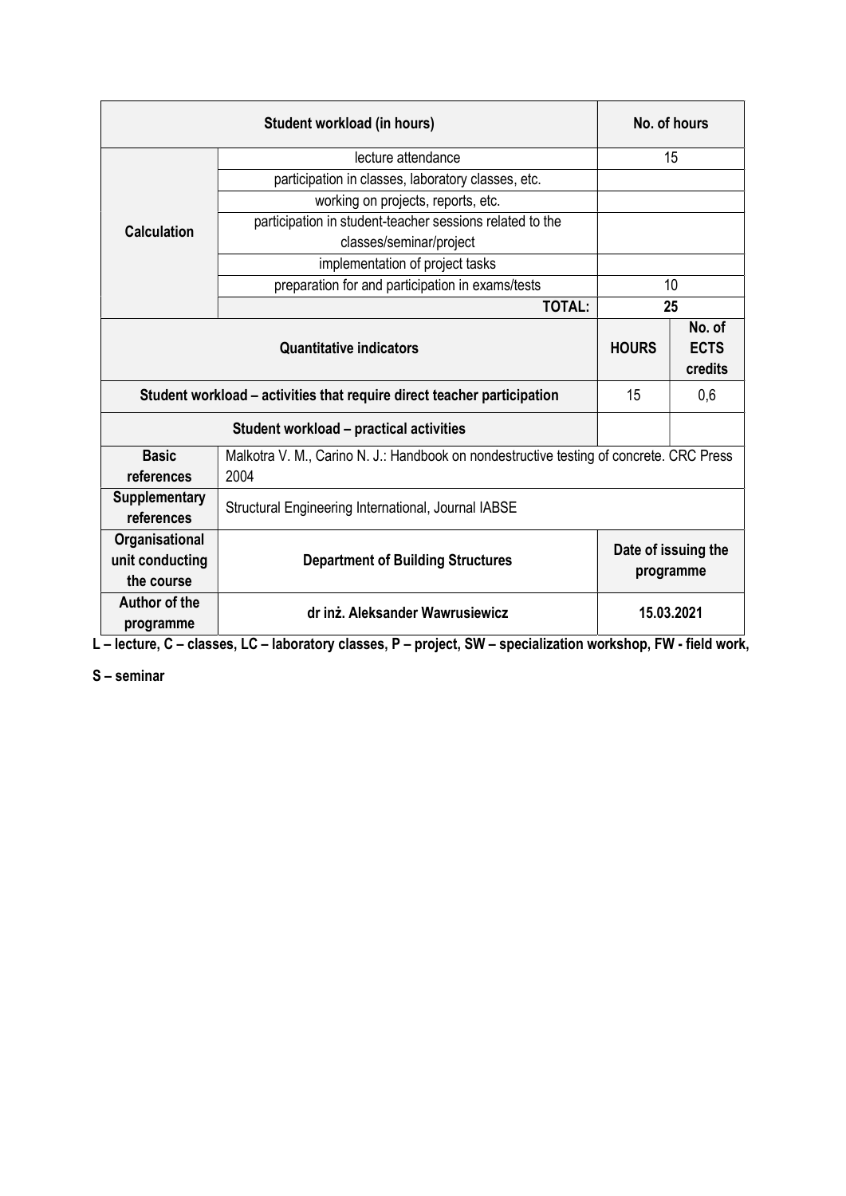| Student workload (in hours) | | No. of hours | |
|---|---|---|---|
| **Calculation** | lecture attendance | 15 | |
| | participation in classes, laboratory classes, etc. | | |
| | working on projects, reports, etc. | | |
| | participation in student-teacher sessions related to the classes/seminar/project | | |
| | implementation of project tasks | | |
| | preparation for and participation in exams/tests | 10 | |
| | **TOTAL:** | **25** | |
| **Quantitative indicators** | | **HOURS** | **No. of ECTS credits** |
| **Student workload – activities that require direct teacher participation** | | 15 | 0,6 |
| **Student workload – practical activities** | | | |
| **Basic references** | Malkotra V. M., Carino N. J.: Handbook on nondestructive testing of concrete. CRC Press 2004 | | |
| **Supplementary references** | Structural Engineering International, Journal IABSE | | |
| **Organisational unit conducting the course** | **Department of Building Structures** | **Date of issuing the programme** | |
| **Author of the programme** | **dr inż. Aleksander Wawrusiewicz** | **15.03.2021** | |

**L – lecture, C – classes, LC – laboratory classes, P – project, SW – specialization workshop, FW - field work, S – seminar**